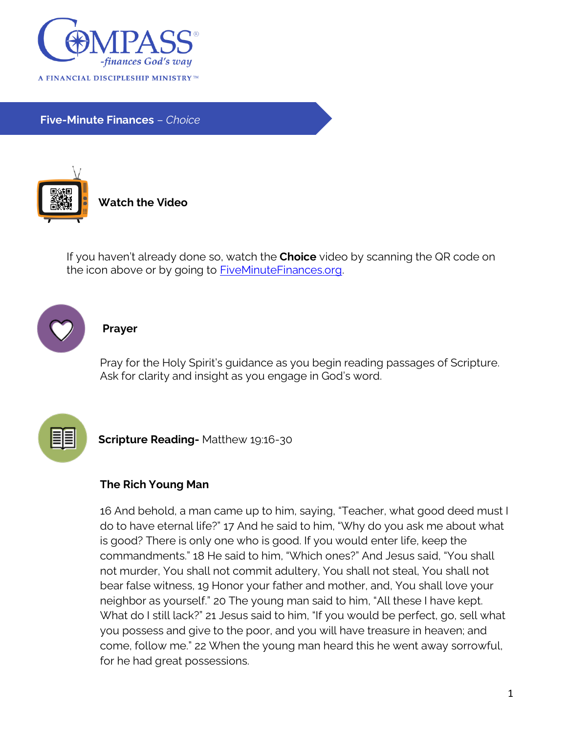COMPASS®
-finances God's way

A FINANCIAL DISCIPLESHIP MINISTRY™

## Five-Minute Finances – *Choice*

### Watch the Video

If you haven't already done so, watch the **Choice** video by scanning the QR code on the icon above or by going to [FiveMinuteFinances.org](FiveMinuteFinances.org).

### Prayer

Pray for the Holy Spirit's guidance as you begin reading passages of Scripture. Ask for clarity and insight as you engage in God's word.

### Scripture Reading- Matthew 19:16-30

**The Rich Young Man**

16 And behold, a man came up to him, saying, "Teacher, what good deed must I do to have eternal life?" 17 And he said to him, "Why do you ask me about what is good? There is only one who is good. If you would enter life, keep the commandments." 18 He said to him, "Which ones?" And Jesus said, "You shall not murder, You shall not commit adultery, You shall not steal, You shall not bear false witness, 19 Honor your father and mother, and, You shall love your neighbor as yourself." 20 The young man said to him, "All these I have kept. What do I still lack?" 21 Jesus said to him, "If you would be perfect, go, sell what you possess and give to the poor, and you will have treasure in heaven; and come, follow me." 22 When the young man heard this he went away sorrowful, for he had great possessions.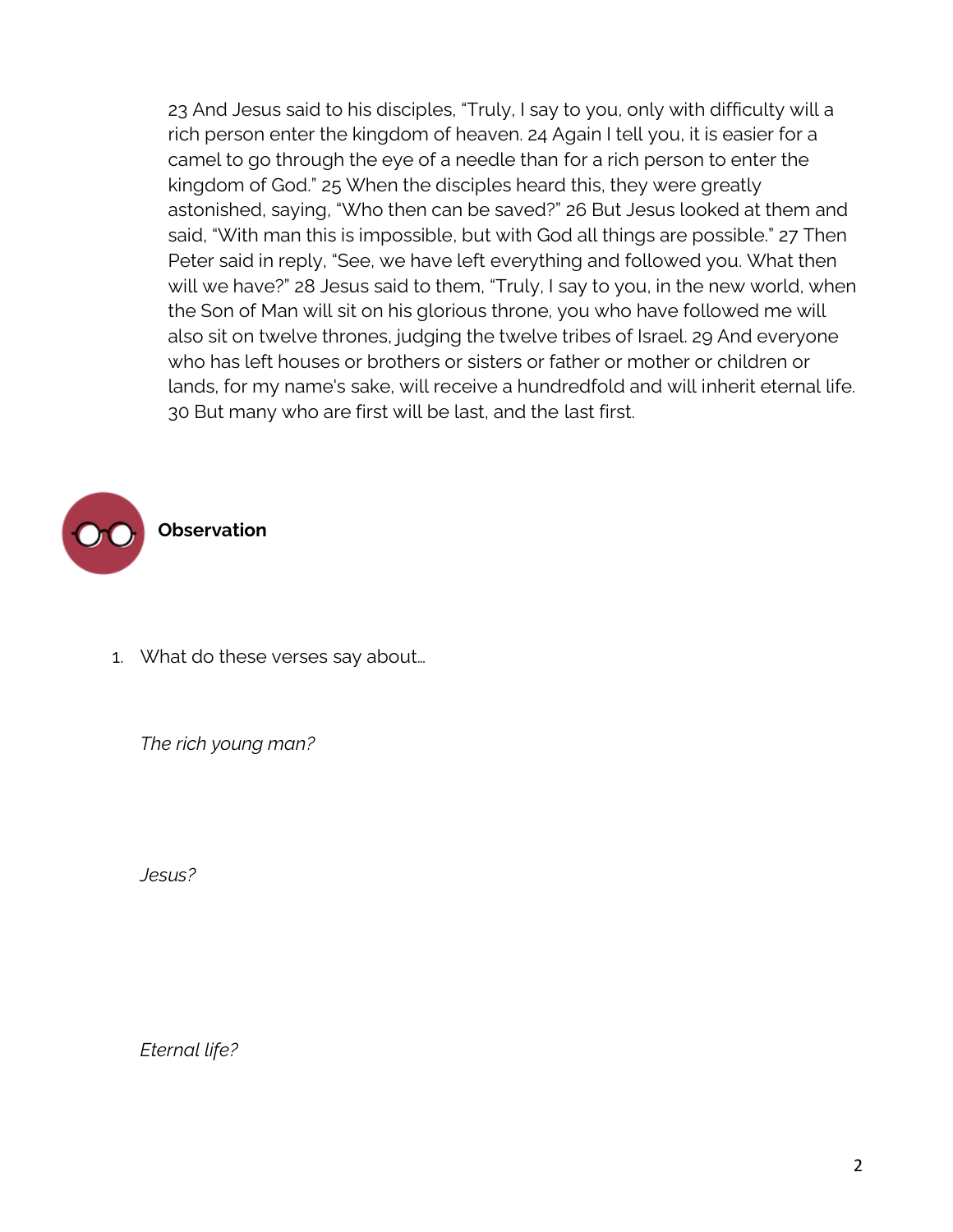23 And Jesus said to his disciples, "Truly, I say to you, only with difficulty will a rich person enter the kingdom of heaven. 24 Again I tell you, it is easier for a camel to go through the eye of a needle than for a rich person to enter the kingdom of God." 25 When the disciples heard this, they were greatly astonished, saying, "Who then can be saved?" 26 But Jesus looked at them and said, "With man this is impossible, but with God all things are possible." 27 Then Peter said in reply, "See, we have left everything and followed you. What then will we have?" 28 Jesus said to them, "Truly, I say to you, in the new world, when the Son of Man will sit on his glorious throne, you who have followed me will also sit on twelve thrones, judging the twelve tribes of Israel. 29 And everyone who has left houses or brothers or sisters or father or mother or children or lands, for my name's sake, will receive a hundredfold and will inherit eternal life. 30 But many who are first will be last, and the last first.

## Observation

1. What do these verses say about…

   *The rich young man?*

   *Jesus?*

   *Eternal life?*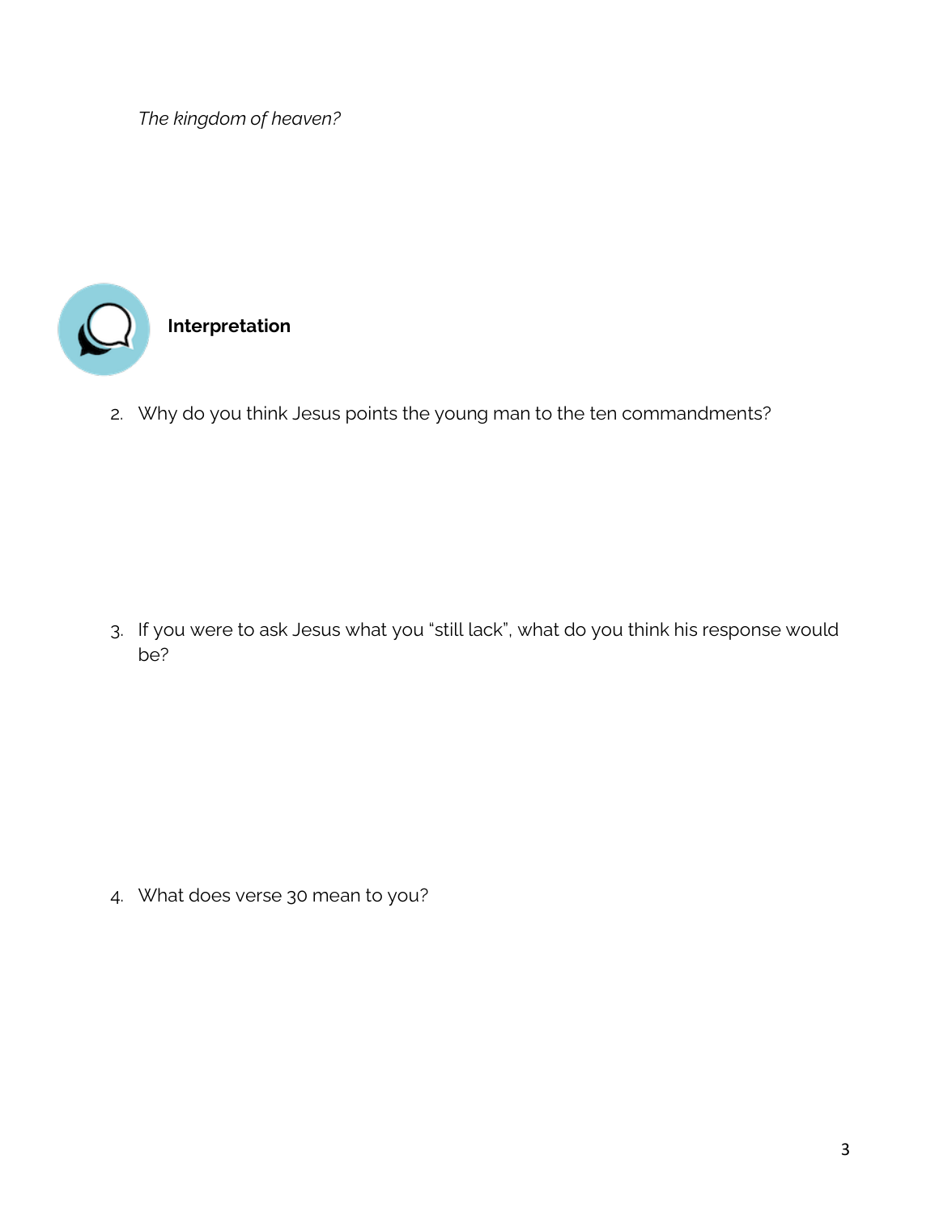*The kingdom of heaven?*

## Interpretation

2. Why do you think Jesus points the young man to the ten commandments?

3. If you were to ask Jesus what you "still lack", what do you think his response would be?

4. What does verse 30 mean to you?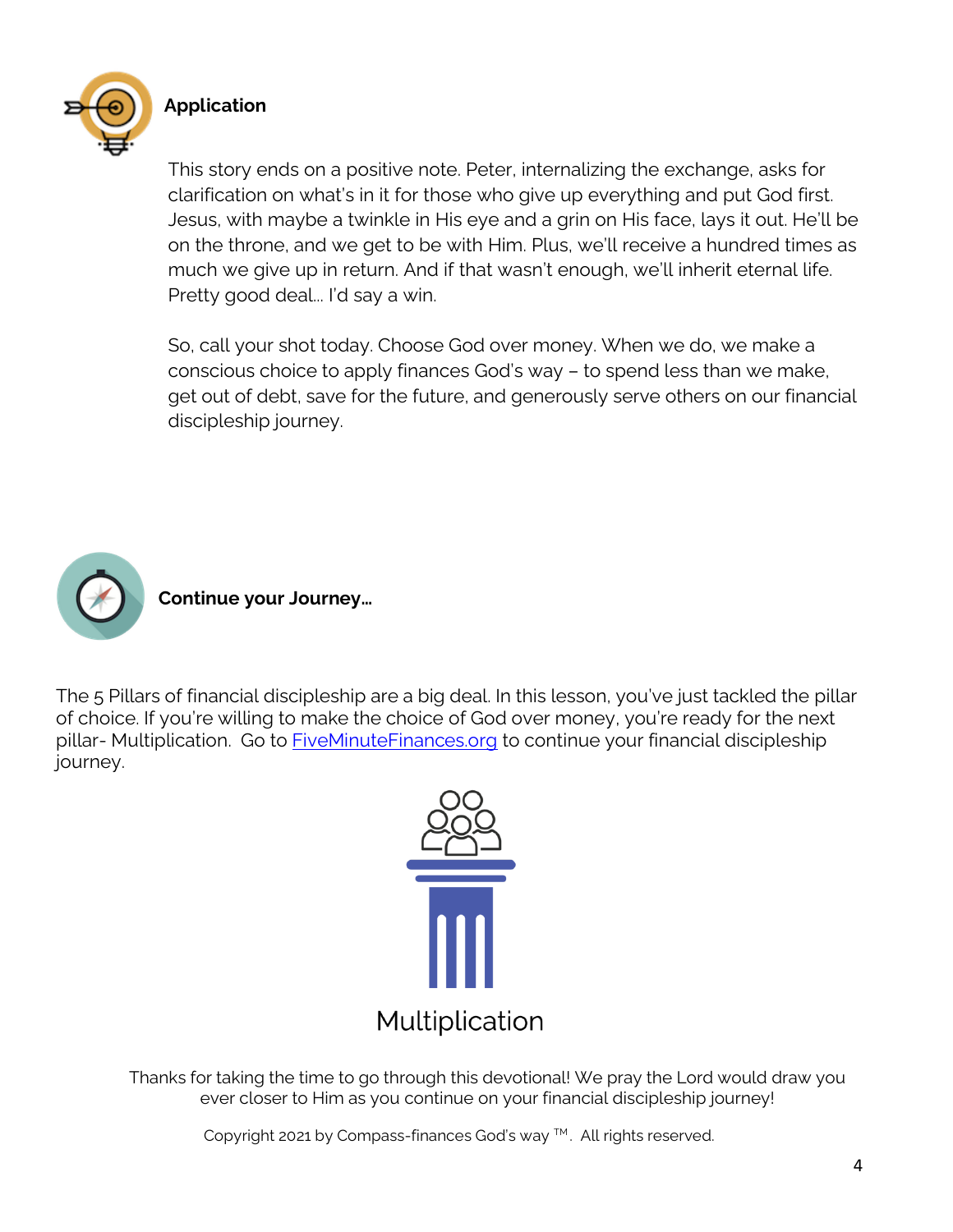## Application

This story ends on a positive note. Peter, internalizing the exchange, asks for clarification on what's in it for those who give up everything and put God first. Jesus, with maybe a twinkle in His eye and a grin on His face, lays it out. He'll be on the throne, and we get to be with Him. Plus, we'll receive a hundred times as much we give up in return. And if that wasn't enough, we'll inherit eternal life. Pretty good deal… I'd say a win.

So, call your shot today. Choose God over money. When we do, we make a conscious choice to apply finances God's way – to spend less than we make, get out of debt, save for the future, and generously serve others on our financial discipleship journey.

## Continue your Journey…

The 5 Pillars of financial discipleship are a big deal. In this lesson, you've just tackled the pillar of choice. If you're willing to make the choice of God over money, you're ready for the next pillar- Multiplication. Go to [FiveMinuteFinances.org](http://FiveMinuteFinances.org) to continue your financial discipleship journey.

Multiplication

Thanks for taking the time to go through this devotional! We pray the Lord would draw you ever closer to Him as you continue on your financial discipleship journey!

Copyright 2021 by Compass-finances God's way ™. All rights reserved.